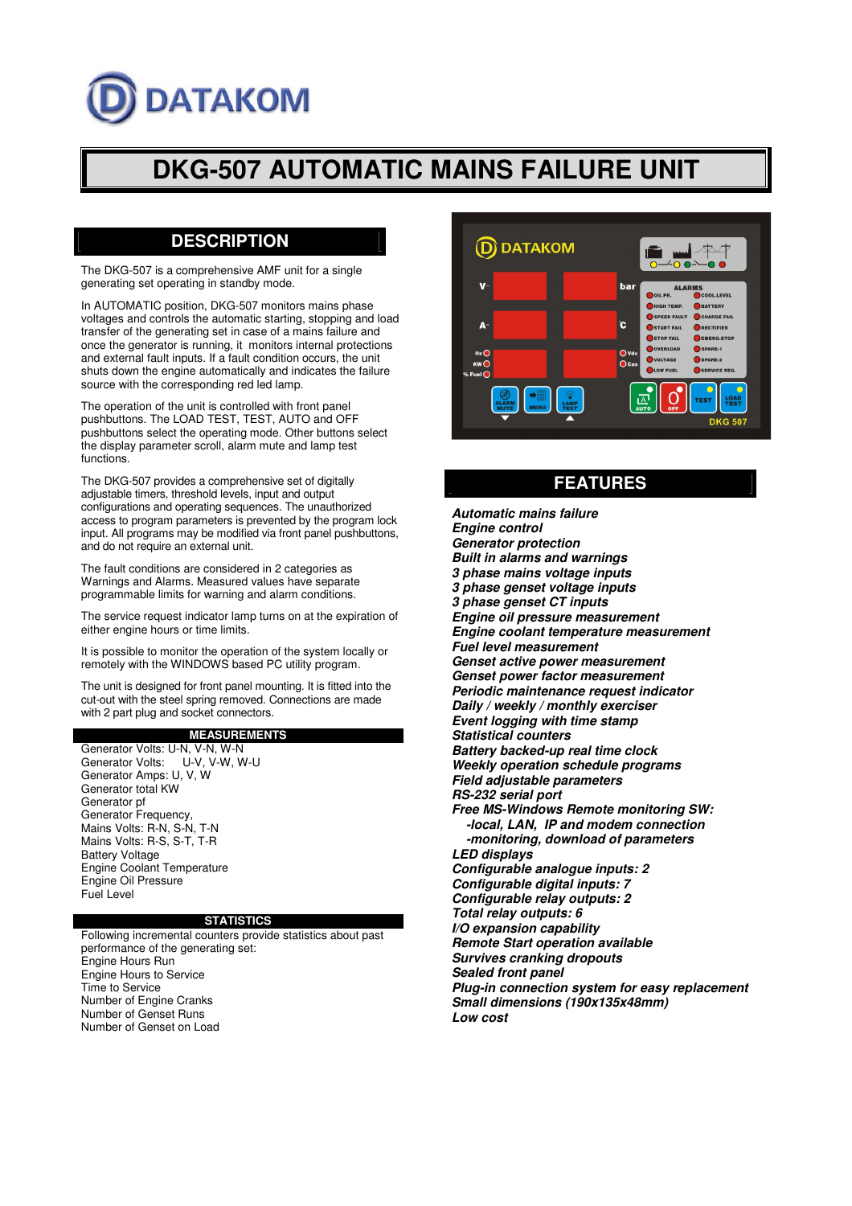DATAKOM

# DKG-507 AUTOMATIC MAINS FAILURE UNIT

## DESCRIPTION

The DKG-507 is a comprehensive AMF unit for a single generating set operating in standby mode.

In AUTOMATIC position, DKG-507 monitors mains phase voltages and controls the automatic starting, stopping and load transfer of the generating set in case of a mains failure and once the generator is running, it monitors internal protections and external fault inputs. If a fault condition occurs, the unit shuts down the engine automatically and indicates the failure source with the corresponding red led lamp.

The operation of the unit is controlled with front panel pushbuttons. The LOAD TEST, TEST, AUTO and OFF pushbuttons select the operating mode. Other buttons select the display parameter scroll, alarm mute and lamp test functions.

The DKG-507 provides a comprehensive set of digitally adjustable timers, threshold levels, input and output configurations and operating sequences. The unauthorized access to program parameters is prevented by the program lock input. All programs may be modified via front panel pushbuttons, and do not require an external unit.

The fault conditions are considered in 2 categories as Warnings and Alarms. Measured values have separate programmable limits for warning and alarm conditions.

The service request indicator lamp turns on at the expiration of either engine hours or time limits.

It is possible to monitor the operation of the system locally or remotely with the WINDOWS based PC utility program.

The unit is designed for front panel mounting. It is fitted into the cut-out with the steel spring removed. Connections are made with 2 part plug and socket connectors.

### MEASUREMENTS

Generator Volts: U-N, V-N, W-N
Generator Volts: U-V, V-W, W-U
Generator Amps: U, V, W
Generator total KW
Generator pf
Generator Frequency,
Mains Volts: R-N, S-N, T-N
Mains Volts: R-S, S-T, T-R
Battery Voltage
Engine Coolant Temperature
Engine Oil Pressure
Fuel Level

### STATISTICS

Following incremental counters provide statistics about past performance of the generating set:
Engine Hours Run
Engine Hours to Service
Time to Service
Number of Engine Cranks
Number of Genset Runs
Number of Genset on Load

## FEATURES

***Automatic mains failure***
***Engine control***
***Generator protection***
***Built in alarms and warnings***
***3 phase mains voltage inputs***
***3 phase genset voltage inputs***
***3 phase genset CT inputs***
***Engine oil pressure measurement***
***Engine coolant temperature measurement***
***Fuel level measurement***
***Genset active power measurement***
***Genset power factor measurement***
***Periodic maintenance request indicator***
***Daily / weekly / monthly exerciser***
***Event logging with time stamp***
***Statistical counters***
***Battery backed-up real time clock***
***Weekly operation schedule programs***
***Field adjustable parameters***
***RS-232 serial port***
***Free MS-Windows Remote monitoring SW:***
***-local, LAN, IP and modem connection***
***-monitoring, download of parameters***
***LED displays***
***Configurable analogue inputs: 2***
***Configurable digital inputs: 7***
***Configurable relay outputs: 2***
***Total relay outputs: 6***
***I/O expansion capability***
***Remote Start operation available***
***Survives cranking dropouts***
***Sealed front panel***
***Plug-in connection system for easy replacement***
***Small dimensions (190x135x48mm)***
***Low cost***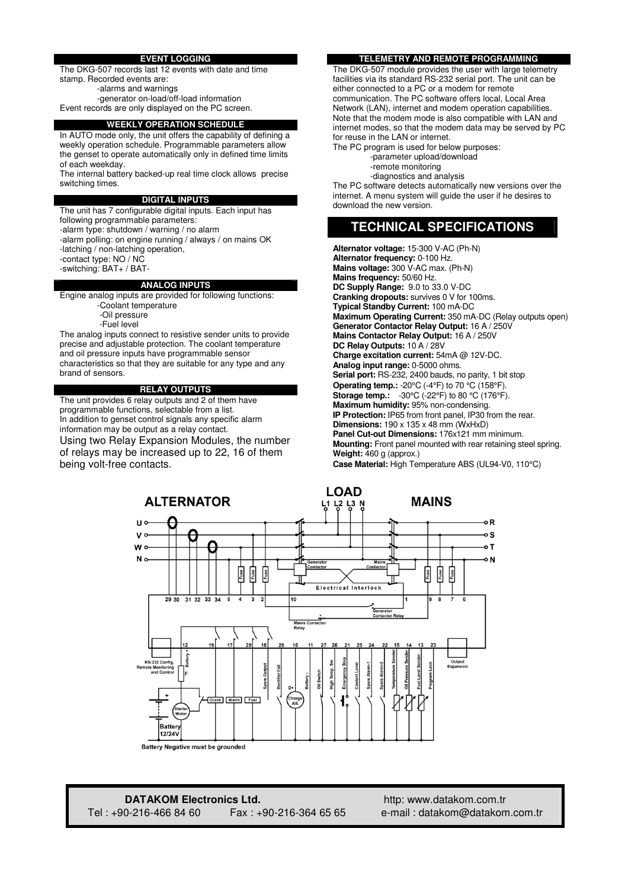## EVENT LOGGING

The DKG-507 records last 12 events with date and time stamp. Recorded events are:

- alarms and warnings
- generator on-load/off-load information

Event records are only displayed on the PC screen.

## WEEKLY OPERATION SCHEDULE

In AUTO mode only, the unit offers the capability of defining a weekly operation schedule. Programmable parameters allow the genset to operate automatically only in defined time limits of each weekday.

The internal battery backed-up real time clock allows precise switching times.

## DIGITAL INPUTS

The unit has 7 configurable digital inputs. Each input has following programmable parameters:

- alarm type: shutdown / warning / no alarm
- alarm polling: on engine running / always / on mains OK
- latching / non-latching operation,
- contact type: NO / NC
- switching: BAT+ / BAT-

## ANALOG INPUTS

Engine analog inputs are provided for following functions:

- Coolant temperature
- Oil pressure
- Fuel level

The analog inputs connect to resistive sender units to provide precise and adjustable protection. The coolant temperature and oil pressure inputs have programmable sensor characteristics so that they are suitable for any type and any brand of sensors.

## RELAY OUTPUTS

The unit provides 6 relay outputs and 2 of them have programmable functions, selectable from a list.

In addition to genset control signals any specific alarm information may be output as a relay contact.

Using two Relay Expansion Modules, the number of relays may be increased up to 22, 16 of them being volt-free contacts.

## TELEMETRY AND REMOTE PROGRAMMING

The DKG-507 module provides the user with large telemetry facilities via its standard RS-232 serial port. The unit can be either connected to a PC or a modem for remote communication. The PC software offers local, Local Area Network (LAN), internet and modem operation capabilities. Note that the modem mode is also compatible with LAN and internet modes, so that the modem data may be served by PC for reuse in the LAN or internet.

The PC program is used for below purposes:

- parameter upload/download
- remote monitoring
- diagnostics and analysis

The PC software detects automatically new versions over the internet. A menu system will guide the user if he desires to download the new version.

# TECHNICAL SPECIFICATIONS

**Alternator voltage:** 15-300 V-AC (Ph-N)
**Alternator frequency:** 0-100 Hz.
**Mains voltage:** 300 V-AC max. (Ph-N)
**Mains frequency:** 50/60 Hz.
**DC Supply Range:** 9.0 to 33.0 V-DC
**Cranking dropouts:** survives 0 V for 100ms.
**Typical Standby Current:** 100 mA-DC
**Maximum Operating Current:** 350 mA-DC (Relay outputs open)
**Generator Contactor Relay Output:** 16 A / 250V
**Mains Contactor Relay Output:** 16 A / 250V
**DC Relay Outputs:** 10 A / 28V
**Charge excitation current:** 54mA @ 12V-DC.
**Analog input range:** 0-5000 ohms.
**Serial port:** RS-232, 2400 bauds, no parity, 1 bit stop
**Operating temp.:** -20°C (-4°F) to 70 °C (158°F).
**Storage temp.:** -30°C (-22°F) to 80 °C (176°F).
**Maximum humidity:** 95% non-condensing.
**IP Protection:** IP65 from front panel, IP30 from the rear.
**Dimensions:** 190 x 135 x 48 mm (WxHxD)
**Panel Cut-out Dimensions:** 176x121 mm minimum.
**Mounting:** Front panel mounted with rear retaining steel spring.
**Weight:** 460 g (approx.)
**Case Material:** High Temperature ABS (UL94-V0, 110°C)

ALTERNATOR
LOAD
L1 L2 L3 N
MAINS
U V W N
R S T N
Generator Contactor
Mains Contactor
Fuse Fuse Fuse
Fuse Fuse Fuse
Electrical Interlock
29 30 31 32 33 34 5 4 3 2 10 1 9 8 7 6
Generator Contactor Relay
Mains Contactor Relay
12 19 17 20 18 28 16 11 27 26 21 25 24 22 15 14 13 23
RS-232 Config, Remote Monitoring and Control
Battery +
F
Spare Output
Rectifier Fail
Battery -
D+
Charge Alt.
Oil Switch
High Temp. Sw.
Emergency Stop
Coolant Level
Spare Alarm-1
Spare Alarm-2
Temperature Sender
Oil Pressure Sender
Fuel Level Sender
Program Lock
Output Expansion
Crank Alarm Fuel
Starter Motor
Battery 12/24V
Battery Negative must be grounded

**DATAKOM Electronics Ltd.** http: www.datakom.com.tr
Tel : +90-216-466 84 60 Fax : +90-216-364 65 65 e-mail : datakom@datakom.com.tr